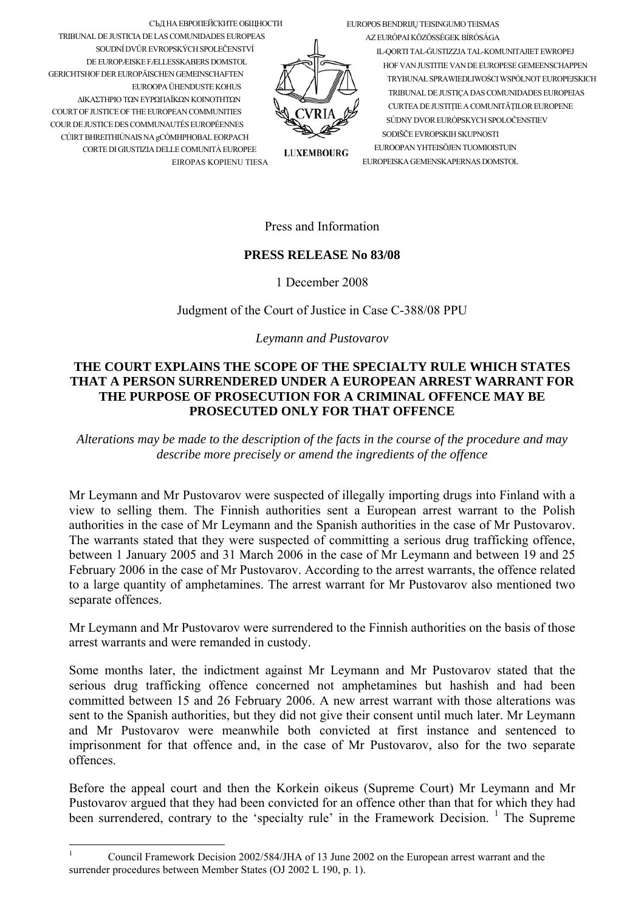СЪД НА ЕВРОПЕЙСКИТЕ ОБЩНОСТИ
TRIBUNAL DE JUSTICIA DE LAS COMUNIDADES EUROPEAS
SOUDNÍ DVŮR EVROPSKÝCH SPOLEČENSTVÍ
DE EUROPÆISKE FÆLLESSKABERS DOMSTOL
GERICHTSHOF DER EUROPÄISCHEN GEMEINSCHAFTEN
EUROOPA ÜHENDUSTE KOHUS
ΔΙΚΑΣΤΗΡΙΟ ΤΩΝ ΕΥΡΩΠΑΪΚΩΝ ΚΟΙΝΟΤΗΤΩΝ
COURT OF JUSTICE OF THE EUROPEAN COMMUNITIES
COUR DE JUSTICE DES COMMUNAUTÉS EUROPÉENNES
CÚIRT BHREITHIÚNAIS NA gCÓMHPHOBAL EORPACH
CORTE DI GIUSTIZIA DELLE COMUNITÀ EUROPEE
EIROPAS KOPIENU TIESA

CVRIA
LUXEMBOURG

EUROPOS BENDRIJŲ TEISINGUMO TEISMAS
AZ EURÓPAI KÖZÖSSÉGEK BÍRÓSÁGA
IL-QORTI TAL-ĠUSTIZZJA TAL-KOMUNITAJIET EWROPEJ
HOF VAN JUSTITIE VAN DE EUROPESE GEMEENSCHAPPEN
TRYBUNAŁ SPRAWIEDLIWOŚCI WSPÓLNOT EUROPEJSKICH
TRIBUNAL DE JUSTIÇA DAS COMUNIDADES EUROPEIAS
CURTEA DE JUSTIŢIE A COMUNITĂŢILOR EUROPENE
SÚDNY DVOR EURÓPSKYCH SPOLOČENSTIEV
SODIŠČE EVROPSKIH SKUPNOSTI
EUROOPAN YHTEISÖJEN TUOMIOISTUIN
EUROPEISKA GEMENSKAPERNAS DOMSTOL

Press and Information

**PRESS RELEASE No 83/08**

1 December 2008

Judgment of the Court of Justice in Case C-388/08 PPU

*Leymann and Pustovarov*

## THE COURT EXPLAINS THE SCOPE OF THE SPECIALTY RULE WHICH STATES THAT A PERSON SURRENDERED UNDER A EUROPEAN ARREST WARRANT FOR THE PURPOSE OF PROSECUTION FOR A CRIMINAL OFFENCE MAY BE PROSECUTED ONLY FOR THAT OFFENCE

*Alterations may be made to the description of the facts in the course of the procedure and may describe more precisely or amend the ingredients of the offence*

Mr Leymann and Mr Pustovarov were suspected of illegally importing drugs into Finland with a view to selling them. The Finnish authorities sent a European arrest warrant to the Polish authorities in the case of Mr Leymann and the Spanish authorities in the case of Mr Pustovarov. The warrants stated that they were suspected of committing a serious drug trafficking offence, between 1 January 2005 and 31 March 2006 in the case of Mr Leymann and between 19 and 25 February 2006 in the case of Mr Pustovarov. According to the arrest warrants, the offence related to a large quantity of amphetamines. The arrest warrant for Mr Pustovarov also mentioned two separate offences.

Mr Leymann and Mr Pustovarov were surrendered to the Finnish authorities on the basis of those arrest warrants and were remanded in custody.

Some months later, the indictment against Mr Leymann and Mr Pustovarov stated that the serious drug trafficking offence concerned not amphetamines but hashish and had been committed between 15 and 26 February 2006. A new arrest warrant with those alterations was sent to the Spanish authorities, but they did not give their consent until much later. Mr Leymann and Mr Pustovarov were meanwhile both convicted at first instance and sentenced to imprisonment for that offence and, in the case of Mr Pustovarov, also for the two separate offences.

Before the appeal court and then the Korkein oikeus (Supreme Court) Mr Leymann and Mr Pustovarov argued that they had been convicted for an offence other than that for which they had been surrendered, contrary to the 'specialty rule' in the Framework Decision. [1] The Supreme

[1] Council Framework Decision 2002/584/JHA of 13 June 2002 on the European arrest warrant and the surrender procedures between Member States (OJ 2002 L 190, p. 1).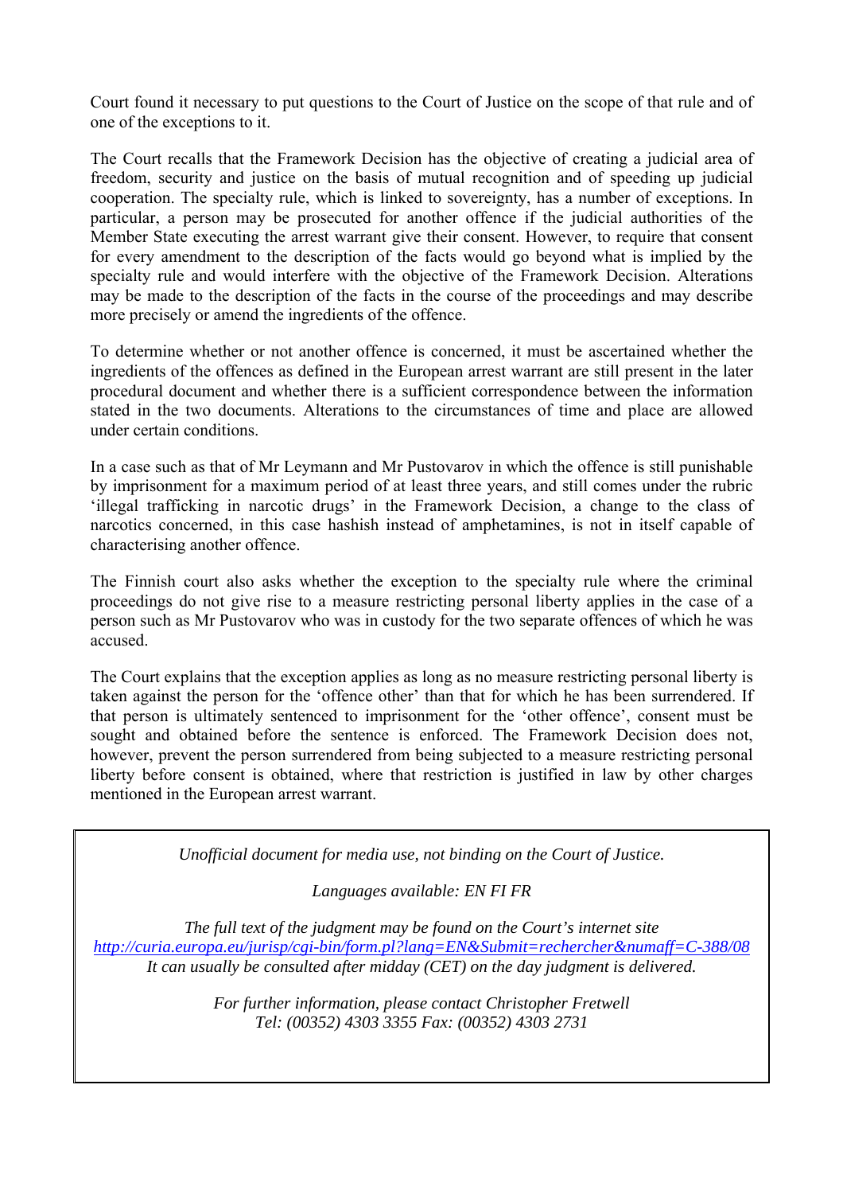Court found it necessary to put questions to the Court of Justice on the scope of that rule and of one of the exceptions to it.

The Court recalls that the Framework Decision has the objective of creating a judicial area of freedom, security and justice on the basis of mutual recognition and of speeding up judicial cooperation. The specialty rule, which is linked to sovereignty, has a number of exceptions. In particular, a person may be prosecuted for another offence if the judicial authorities of the Member State executing the arrest warrant give their consent. However, to require that consent for every amendment to the description of the facts would go beyond what is implied by the specialty rule and would interfere with the objective of the Framework Decision. Alterations may be made to the description of the facts in the course of the proceedings and may describe more precisely or amend the ingredients of the offence.

To determine whether or not another offence is concerned, it must be ascertained whether the ingredients of the offences as defined in the European arrest warrant are still present in the later procedural document and whether there is a sufficient correspondence between the information stated in the two documents. Alterations to the circumstances of time and place are allowed under certain conditions.

In a case such as that of Mr Leymann and Mr Pustovarov in which the offence is still punishable by imprisonment for a maximum period of at least three years, and still comes under the rubric 'illegal trafficking in narcotic drugs' in the Framework Decision, a change to the class of narcotics concerned, in this case hashish instead of amphetamines, is not in itself capable of characterising another offence.

The Finnish court also asks whether the exception to the specialty rule where the criminal proceedings do not give rise to a measure restricting personal liberty applies in the case of a person such as Mr Pustovarov who was in custody for the two separate offences of which he was accused.

The Court explains that the exception applies as long as no measure restricting personal liberty is taken against the person for the 'offence other' than that for which he has been surrendered. If that person is ultimately sentenced to imprisonment for the 'other offence', consent must be sought and obtained before the sentence is enforced. The Framework Decision does not, however, prevent the person surrendered from being subjected to a measure restricting personal liberty before consent is obtained, where that restriction is justified in law by other charges mentioned in the European arrest warrant.

*Unofficial document for media use, not binding on the Court of Justice.*

*Languages available: EN FI FR*

*The full text of the judgment may be found on the Court's internet site*
*http://curia.europa.eu/jurisp/cgi-bin/form.pl?lang=EN&Submit=rechercher&numaff=C-388/08*
*It can usually be consulted after midday (CET) on the day judgment is delivered.*

*For further information, please contact Christopher Fretwell*
*Tel: (00352) 4303 3355 Fax: (00352) 4303 2731*